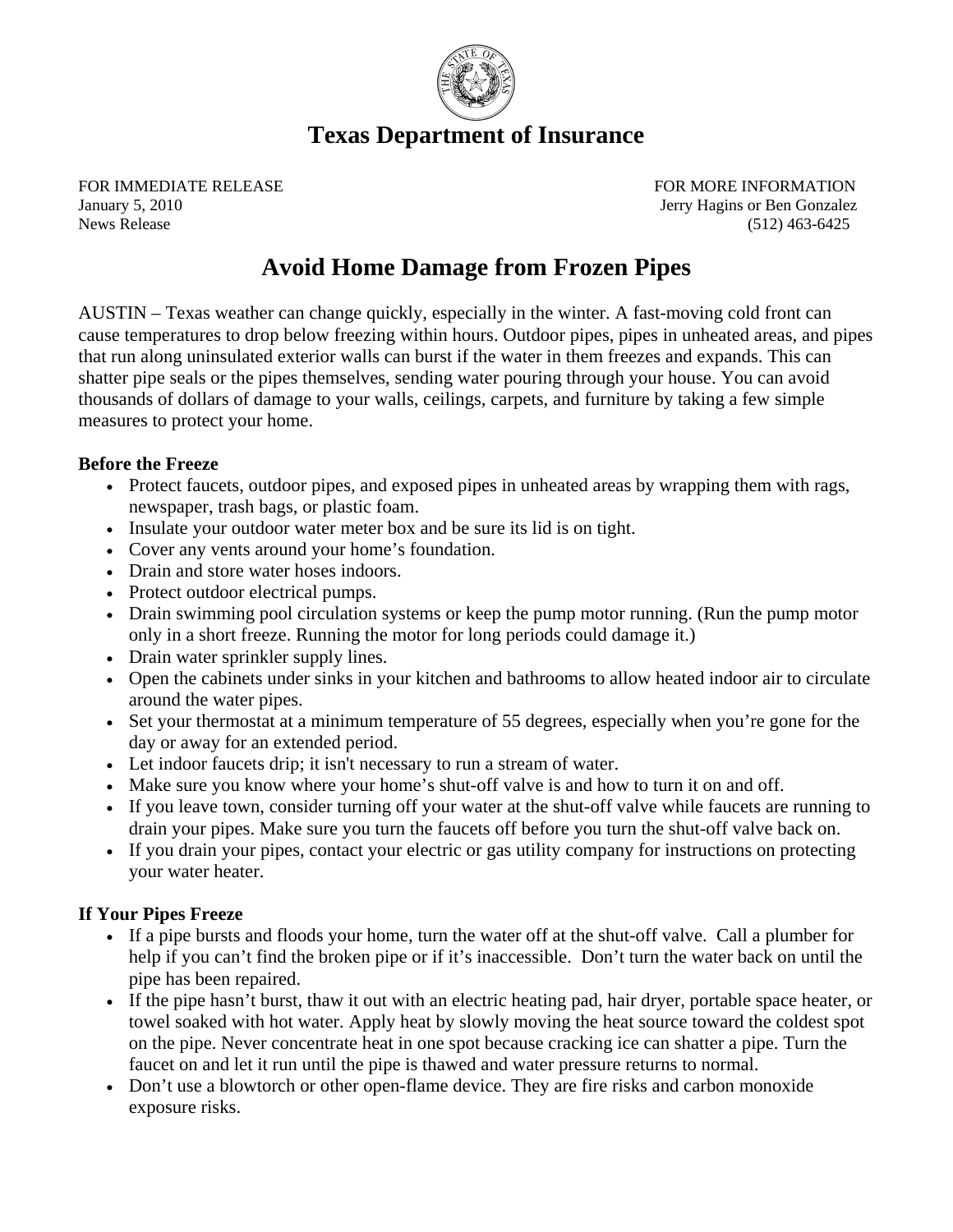# Texas Department of Insurance

FOR IMMEDIATE RELEASE
January 5, 2010
News Release

FOR MORE INFORMATION
Jerry Hagins or Ben Gonzalez
(512) 463-6425

## Avoid Home Damage from Frozen Pipes

AUSTIN – Texas weather can change quickly, especially in the winter. A fast-moving cold front can cause temperatures to drop below freezing within hours. Outdoor pipes, pipes in unheated areas, and pipes that run along uninsulated exterior walls can burst if the water in them freezes and expands. This can shatter pipe seals or the pipes themselves, sending water pouring through your house. You can avoid thousands of dollars of damage to your walls, ceilings, carpets, and furniture by taking a few simple measures to protect your home.

**Before the Freeze**

- Protect faucets, outdoor pipes, and exposed pipes in unheated areas by wrapping them with rags, newspaper, trash bags, or plastic foam.
- Insulate your outdoor water meter box and be sure its lid is on tight.
- Cover any vents around your home's foundation.
- Drain and store water hoses indoors.
- Protect outdoor electrical pumps.
- Drain swimming pool circulation systems or keep the pump motor running. (Run the pump motor only in a short freeze. Running the motor for long periods could damage it.)
- Drain water sprinkler supply lines.
- Open the cabinets under sinks in your kitchen and bathrooms to allow heated indoor air to circulate around the water pipes.
- Set your thermostat at a minimum temperature of 55 degrees, especially when you're gone for the day or away for an extended period.
- Let indoor faucets drip; it isn't necessary to run a stream of water.
- Make sure you know where your home's shut-off valve is and how to turn it on and off.
- If you leave town, consider turning off your water at the shut-off valve while faucets are running to drain your pipes. Make sure you turn the faucets off before you turn the shut-off valve back on.
- If you drain your pipes, contact your electric or gas utility company for instructions on protecting your water heater.

**If Your Pipes Freeze**

- If a pipe bursts and floods your home, turn the water off at the shut-off valve. Call a plumber for help if you can't find the broken pipe or if it's inaccessible. Don't turn the water back on until the pipe has been repaired.
- If the pipe hasn't burst, thaw it out with an electric heating pad, hair dryer, portable space heater, or towel soaked with hot water. Apply heat by slowly moving the heat source toward the coldest spot on the pipe. Never concentrate heat in one spot because cracking ice can shatter a pipe. Turn the faucet on and let it run until the pipe is thawed and water pressure returns to normal.
- Don't use a blowtorch or other open-flame device. They are fire risks and carbon monoxide exposure risks.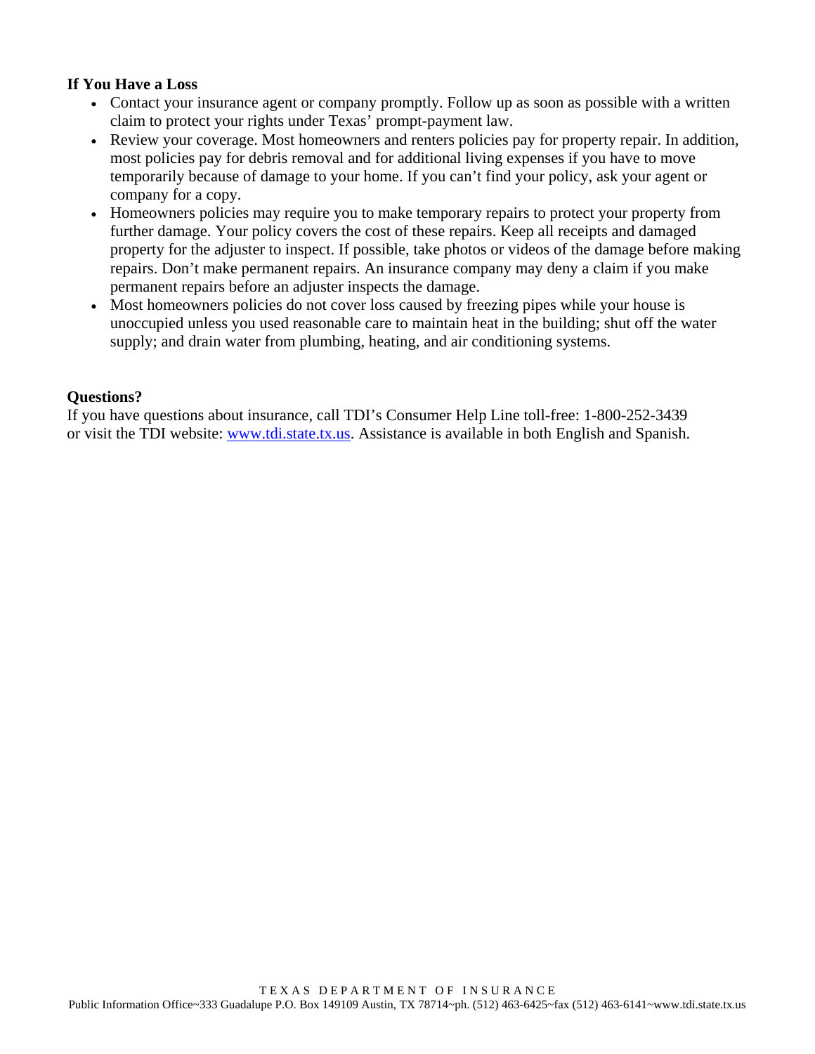**If You Have a Loss**

- Contact your insurance agent or company promptly. Follow up as soon as possible with a written claim to protect your rights under Texas' prompt-payment law.
- Review your coverage. Most homeowners and renters policies pay for property repair. In addition, most policies pay for debris removal and for additional living expenses if you have to move temporarily because of damage to your home. If you can't find your policy, ask your agent or company for a copy.
- Homeowners policies may require you to make temporary repairs to protect your property from further damage. Your policy covers the cost of these repairs. Keep all receipts and damaged property for the adjuster to inspect. If possible, take photos or videos of the damage before making repairs. Don't make permanent repairs. An insurance company may deny a claim if you make permanent repairs before an adjuster inspects the damage.
- Most homeowners policies do not cover loss caused by freezing pipes while your house is unoccupied unless you used reasonable care to maintain heat in the building; shut off the water supply; and drain water from plumbing, heating, and air conditioning systems.

**Questions?**

If you have questions about insurance, call TDI's Consumer Help Line toll-free: 1-800-252-3439 or visit the TDI website: [www.tdi.state.tx.us](http://www.tdi.state.tx.us). Assistance is available in both English and Spanish.

TEXAS DEPARTMENT OF INSURANCE

Public Information Office~333 Guadalupe P.O. Box 149109 Austin, TX 78714~ph. (512) 463-6425~fax (512) 463-6141~www.tdi.state.tx.us